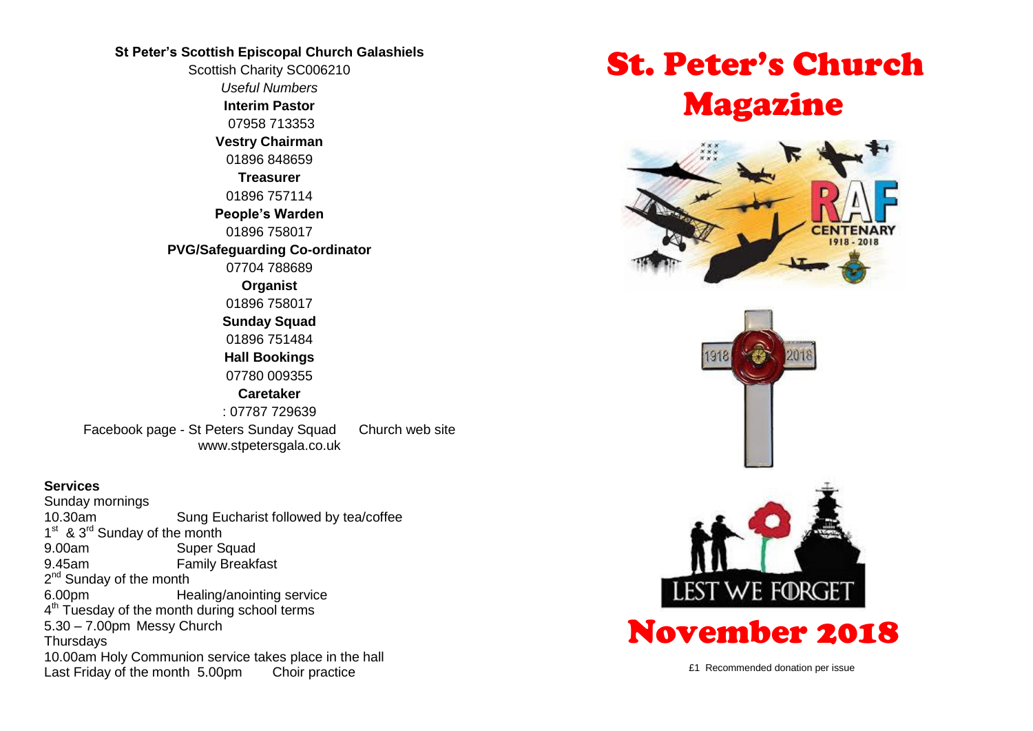**St Peter's Scottish Episcopal Church Galashiels**

Scottish Charity SC006210

*Useful Numbers*

**Interim Pastor**
07958 713353

**Vestry Chairman**
01896 848659

**Treasurer**
01896 757114

**People's Warden**
01896 758017

**PVG/Safeguarding Co-ordinator**
07704 788689

**Organist**
01896 758017

**Sunday Squad**
01896 751484

**Hall Bookings**
07780 009355

**Caretaker**
: 07787 729639

Facebook page - St Peters Sunday Squad Church web site www.stpetersgala.co.uk

**Services**

Sunday mornings
10.30am Sung Eucharist followed by tea/coffee

1st & 3rd Sunday of the month
9.00am Super Squad
9.45am Family Breakfast

2nd Sunday of the month
6.00pm Healing/anointing service

4th Tuesday of the month during school terms
5.30 – 7.00pm Messy Church

Thursdays
10.00am Holy Communion service takes place in the hall

Last Friday of the month 5.00pm Choir practice

# St. Peter's Church Magazine

RAF CENTENARY 1918 - 2018

1918 2018

LEST WE FORGET

# November 2018

£1 Recommended donation per issue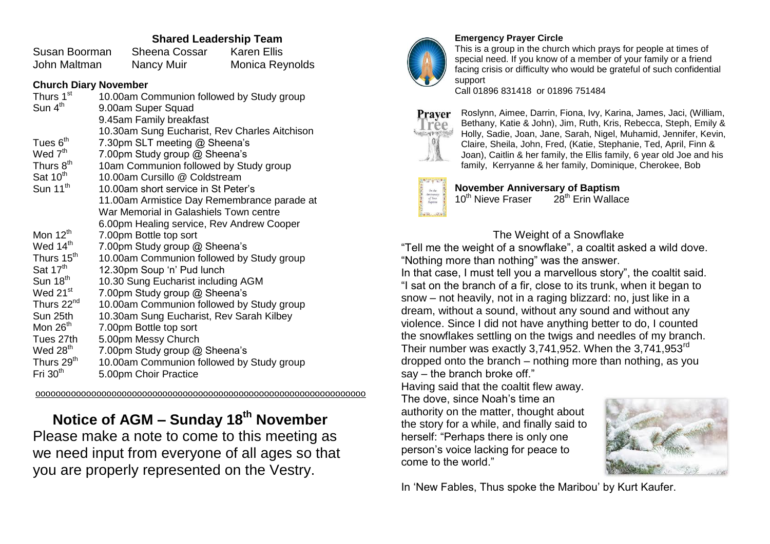## Shared Leadership Team

| | | |
|---|---|---|
| Susan Boorman | Sheena Cossar | Karen Ellis |
| John Maltman | Nancy Muir | Monica Reynolds |

### Church Diary November

| | |
|---|---|
| Thurs 1st | 10.00am Communion followed by Study group |
| Sun 4th | 9.00am Super Squad |
| | 9.45am Family breakfast |
| | 10.30am Sung Eucharist, Rev Charles Aitchison |
| Tues 6th | 7.30pm SLT meeting @ Sheena's |
| Wed 7th | 7.00pm Study group @ Sheena's |
| Thurs 8th | 10am Communion followed by Study group |
| Sat 10th | 10.00am Cursillo @ Coldstream |
| Sun 11th | 10.00am short service in St Peter's |
| | 11.00am Armistice Day Remembrance parade at War Memorial in Galashiels Town centre |
| | 6.00pm Healing service, Rev Andrew Cooper |
| Mon 12th | 7.00pm Bottle top sort |
| Wed 14th | 7.00pm Study group @ Sheena's |
| Thurs 15th | 10.00am Communion followed by Study group |
| Sat 17th | 12.30pm Soup 'n' Pud lunch |
| Sun 18th | 10.30 Sung Eucharist including AGM |
| Wed 21st | 7.00pm Study group @ Sheena's |
| Thurs 22nd | 10.00am Communion followed by Study group |
| Sun 25th | 10.30am Sung Eucharist, Rev Sarah Kilbey |
| Mon 26th | 7.00pm Bottle top sort |
| Tues 27th | 5.00pm Messy Church |
| Wed 28th | 7.00pm Study group @ Sheena's |
| Thurs 29th | 10.00am Communion followed by Study group |
| Fri 30th | 5.00pm Choir Practice |

oooooooooooooooooooooooooooooooooooooooooooooooooooooooooooooooo

## Notice of AGM – Sunday 18th November

Please make a note to come to this meeting as we need input from everyone of all ages so that you are properly represented on the Vestry.

### Emergency Prayer Circle

This is a group in the church which prays for people at times of special need. If you know of a member of your family or a friend facing crisis or difficulty who would be grateful of such confidential support

Call 01896 831418 or 01896 751484

**Prayer Tree**

Roslynn, Aimee, Darrin, Fiona, Ivy, Karina, James, Jaci, (William, Bethany, Katie & John), Jim, Ruth, Kris, Rebecca, Steph, Emily & Holly, Sadie, Joan, Jane, Sarah, Nigel, Muhamid, Jennifer, Kevin, Claire, Sheila, John, Fred, (Katie, Stephanie, Ted, April, Finn & Joan), Caitlin & her family, the Ellis family, 6 year old Joe and his family, Kerryanne & her family, Dominique, Cherokee, Bob

### November Anniversary of Baptism

10th Nieve Fraser 28th Erin Wallace

### The Weight of a Snowflake

"Tell me the weight of a snowflake", a coaltit asked a wild dove.
"Nothing more than nothing" was the answer.
In that case, I must tell you a marvellous story", the coaltit said. "I sat on the branch of a fir, close to its trunk, when it began to snow – not heavily, not in a raging blizzard: no, just like in a dream, without a sound, without any sound and without any violence. Since I did not have anything better to do, I counted the snowflakes settling on the twigs and needles of my branch. Their number was exactly 3,741,952. When the 3,741,953rd dropped onto the branch – nothing more than nothing, as you say – the branch broke off."
Having said that the coaltit flew away.
The dove, since Noah's time an authority on the matter, thought about the story for a while, and finally said to herself: "Perhaps there is only one person's voice lacking for peace to come to the world."

In 'New Fables, Thus spoke the Maribou' by Kurt Kaufer.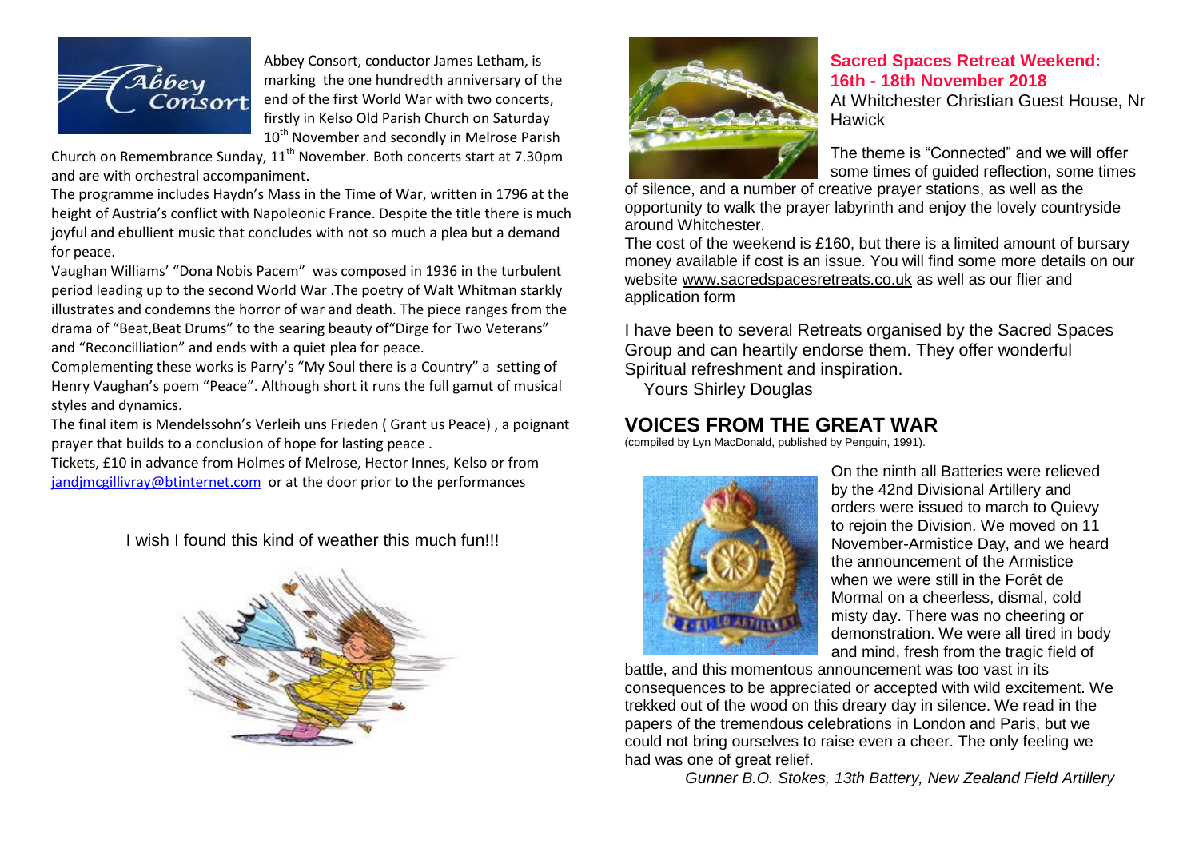Abbey Consort, conductor James Letham, is marking the one hundredth anniversary of the end of the first World War with two concerts, firstly in Kelso Old Parish Church on Saturday 10th November and secondly in Melrose Parish Church on Remembrance Sunday, 11th November. Both concerts start at 7.30pm and are with orchestral accompaniment.

The programme includes Haydn's Mass in the Time of War, written in 1796 at the height of Austria's conflict with Napoleonic France. Despite the title there is much joyful and ebullient music that concludes with not so much a plea but a demand for peace.

Vaughan Williams' "Dona Nobis Pacem" was composed in 1936 in the turbulent period leading up to the second World War .The poetry of Walt Whitman starkly illustrates and condemns the horror of war and death. The piece ranges from the drama of "Beat,Beat Drums" to the searing beauty of"Dirge for Two Veterans" and "Reconcilliation" and ends with a quiet plea for peace.

Complementing these works is Parry's "My Soul there is a Country" a setting of Henry Vaughan's poem "Peace". Although short it runs the full gamut of musical styles and dynamics.

The final item is Mendelssohn's Verleih uns Frieden ( Grant us Peace) , a poignant prayer that builds to a conclusion of hope for lasting peace .

Tickets, £10 in advance from Holmes of Melrose, Hector Innes, Kelso or from jandjmcgillivray@btinternet.com or at the door prior to the performances

I wish I found this kind of weather this much fun!!!

## Sacred Spaces Retreat Weekend: 16th - 18th November 2018

At Whitchester Christian Guest House, Nr Hawick

The theme is "Connected" and we will offer some times of guided reflection, some times of silence, and a number of creative prayer stations, as well as the opportunity to walk the prayer labyrinth and enjoy the lovely countryside around Whitchester.

The cost of the weekend is £160, but there is a limited amount of bursary money available if cost is an issue. You will find some more details on our website www.sacredspacesretreats.co.uk as well as our flier and application form

I have been to several Retreats organised by the Sacred Spaces Group and can heartily endorse them. They offer wonderful Spiritual refreshment and inspiration.

Yours Shirley Douglas

## VOICES FROM THE GREAT WAR

(compiled by Lyn MacDonald, published by Penguin, 1991).

On the ninth all Batteries were relieved by the 42nd Divisional Artillery and orders were issued to march to Quievy to rejoin the Division. We moved on 11 November-Armistice Day, and we heard the announcement of the Armistice when we were still in the Forêt de Mormal on a cheerless, dismal, cold misty day. There was no cheering or demonstration. We were all tired in body and mind, fresh from the tragic field of battle, and this momentous announcement was too vast in its consequences to be appreciated or accepted with wild excitement. We trekked out of the wood on this dreary day in silence. We read in the papers of the tremendous celebrations in London and Paris, but we could not bring ourselves to raise even a cheer. The only feeling we had was one of great relief.

*Gunner B.O. Stokes, 13th Battery, New Zealand Field Artillery*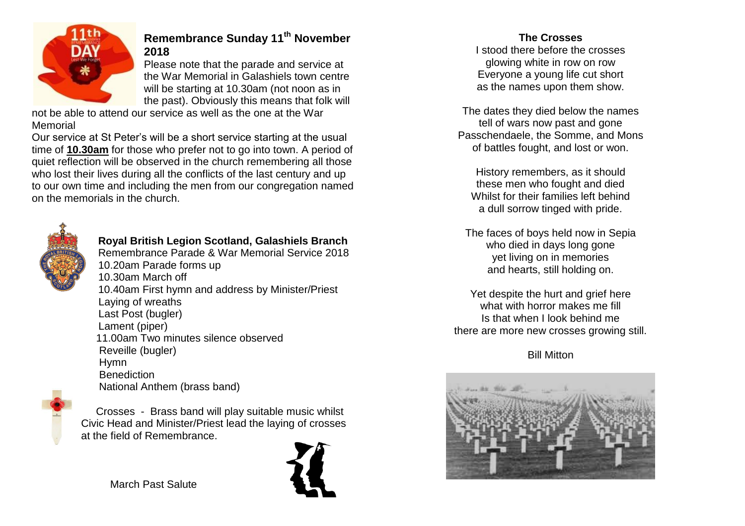## Remembrance Sunday 11th November 2018

Please note that the parade and service at the War Memorial in Galashiels town centre will be starting at 10.30am (not noon as in the past). Obviously this means that folk will not be able to attend our service as well as the one at the War Memorial

Our service at St Peter's will be a short service starting at the usual time of **10.30am** for those who prefer not to go into town. A period of quiet reflection will be observed in the church remembering all those who lost their lives during all the conflicts of the last century and up to our own time and including the men from our congregation named on the memorials in the church.

**Royal British Legion Scotland, Galashiels Branch**

Remembrance Parade & War Memorial Service 2018

10.20am Parade forms up
10.30am March off
10.40am First hymn and address by Minister/Priest
Laying of wreaths
Last Post (bugler)
Lament (piper)
11.00am Two minutes silence observed
Reveille (bugler)
Hymn
Benediction
National Anthem (brass band)

Crosses - Brass band will play suitable music whilst Civic Head and Minister/Priest lead the laying of crosses at the field of Remembrance.

March Past Salute

**The Crosses**

I stood there before the crosses
glowing white in row on row
Everyone a young life cut short
as the names upon them show.

The dates they died below the names
tell of wars now past and gone
Passchendaele, the Somme, and Mons
of battles fought, and lost or won.

History remembers, as it should
these men who fought and died
Whilst for their families left behind
a dull sorrow tinged with pride.

The faces of boys held now in Sepia
who died in days long gone
yet living on in memories
and hearts, still holding on.

Yet despite the hurt and grief here
what with horror makes me fill
Is that when I look behind me
there are more new crosses growing still.

Bill Mitton